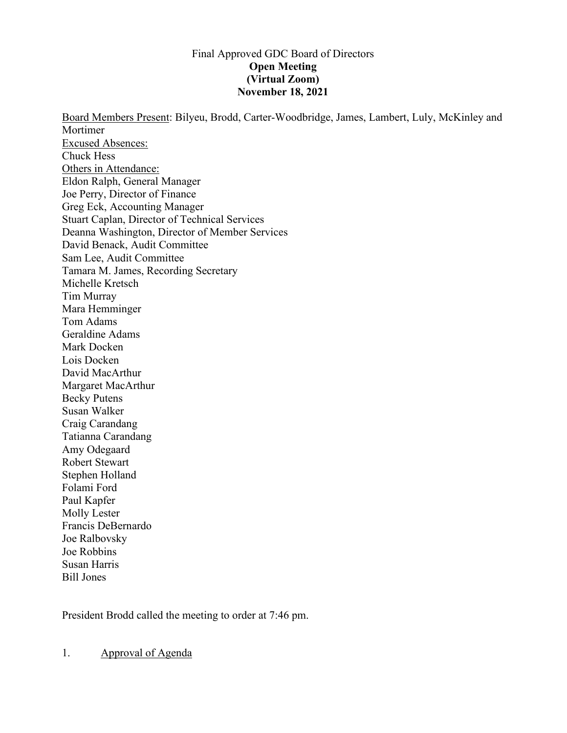Final Approved GDC Board of Directors

**Open Meeting**

**(Virtual Zoom)**

**November 18, 2021**

<u>Board Members Present</u>: Bilyeu, Brodd, Carter-Woodbridge, James, Lambert, Luly, McKinley and Mortimer

<u>Excused Absences:</u>

Chuck Hess

<u>Others in Attendance:</u>

Eldon Ralph, General Manager
Joe Perry, Director of Finance
Greg Eck, Accounting Manager
Stuart Caplan, Director of Technical Services
Deanna Washington, Director of Member Services
David Benack, Audit Committee
Sam Lee, Audit Committee
Tamara M. James, Recording Secretary
Michelle Kretsch
Tim Murray
Mara Hemminger
Tom Adams
Geraldine Adams
Mark Docken
Lois Docken
David MacArthur
Margaret MacArthur
Becky Putens
Susan Walker
Craig Carandang
Tatianna Carandang
Amy Odegaard
Robert Stewart
Stephen Holland
Folami Ford
Paul Kapfer
Molly Lester
Francis DeBernardo
Joe Ralbovsky
Joe Robbins
Susan Harris
Bill Jones

President Brodd called the meeting to order at 7:46 pm.

1. <u>Approval of Agenda</u>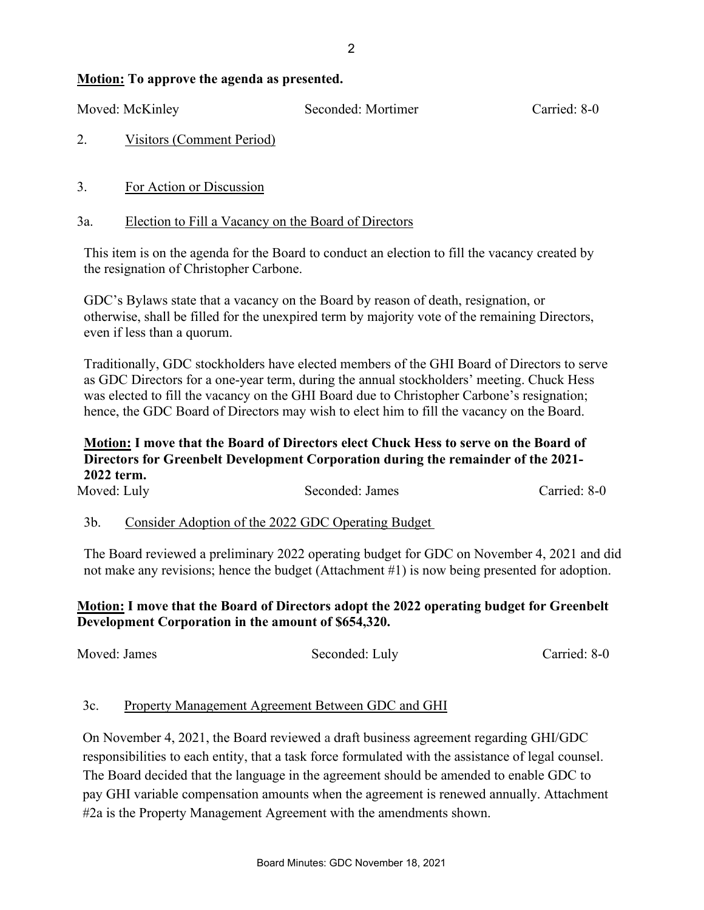**Motion: To approve the agenda as presented.**

Moved: McKinley Seconded: Mortimer Carried: 8-0

2. Visitors (Comment Period)

3. For Action or Discussion

3a. Election to Fill a Vacancy on the Board of Directors

This item is on the agenda for the Board to conduct an election to fill the vacancy created by the resignation of Christopher Carbone.

GDC's Bylaws state that a vacancy on the Board by reason of death, resignation, or otherwise, shall be filled for the unexpired term by majority vote of the remaining Directors, even if less than a quorum.

Traditionally, GDC stockholders have elected members of the GHI Board of Directors to serve as GDC Directors for a one-year term, during the annual stockholders' meeting. Chuck Hess was elected to fill the vacancy on the GHI Board due to Christopher Carbone's resignation; hence, the GDC Board of Directors may wish to elect him to fill the vacancy on the Board.

**Motion: I move that the Board of Directors elect Chuck Hess to serve on the Board of Directors for Greenbelt Development Corporation during the remainder of the 2021-2022 term.**

Moved: Luly Seconded: James Carried: 8-0

3b. Consider Adoption of the 2022 GDC Operating Budget

The Board reviewed a preliminary 2022 operating budget for GDC on November 4, 2021 and did not make any revisions; hence the budget (Attachment #1) is now being presented for adoption.

**Motion: I move that the Board of Directors adopt the 2022 operating budget for Greenbelt Development Corporation in the amount of $654,320.**

Moved: James Seconded: Luly Carried: 8-0

3c. Property Management Agreement Between GDC and GHI

On November 4, 2021, the Board reviewed a draft business agreement regarding GHI/GDC responsibilities to each entity, that a task force formulated with the assistance of legal counsel. The Board decided that the language in the agreement should be amended to enable GDC to pay GHI variable compensation amounts when the agreement is renewed annually. Attachment #2a is the Property Management Agreement with the amendments shown.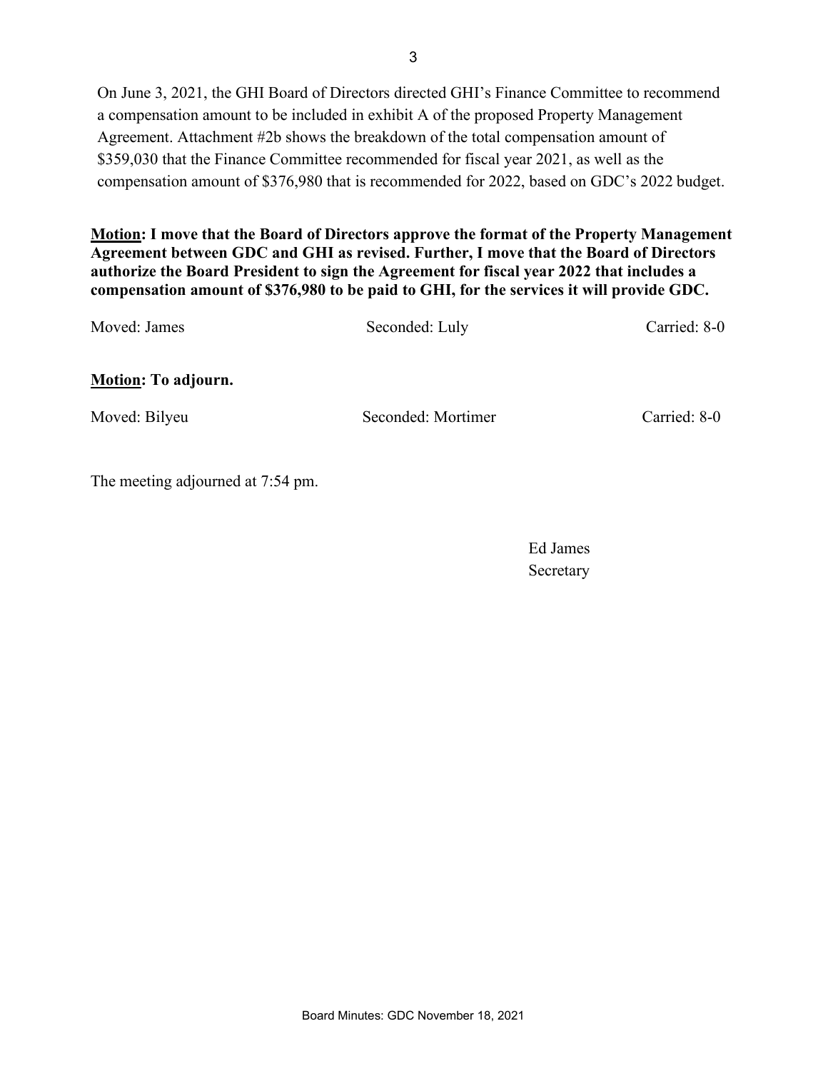On June 3, 2021, the GHI Board of Directors directed GHI's Finance Committee to recommend a compensation amount to be included in exhibit A of the proposed Property Management Agreement. Attachment #2b shows the breakdown of the total compensation amount of $359,030 that the Finance Committee recommended for fiscal year 2021, as well as the compensation amount of $376,980 that is recommended for 2022, based on GDC's 2022 budget.

**<u>Motion</u>: I move that the Board of Directors approve the format of the Property Management Agreement between GDC and GHI as revised. Further, I move that the Board of Directors authorize the Board President to sign the Agreement for fiscal year 2022 that includes a compensation amount of $376,980 to be paid to GHI, for the services it will provide GDC.**

Moved: James    Seconded: Luly    Carried: 8-0

**<u>Motion</u>: To adjourn.**

Moved: Bilyeu    Seconded: Mortimer    Carried: 8-0

The meeting adjourned at 7:54 pm.

Ed James
Secretary